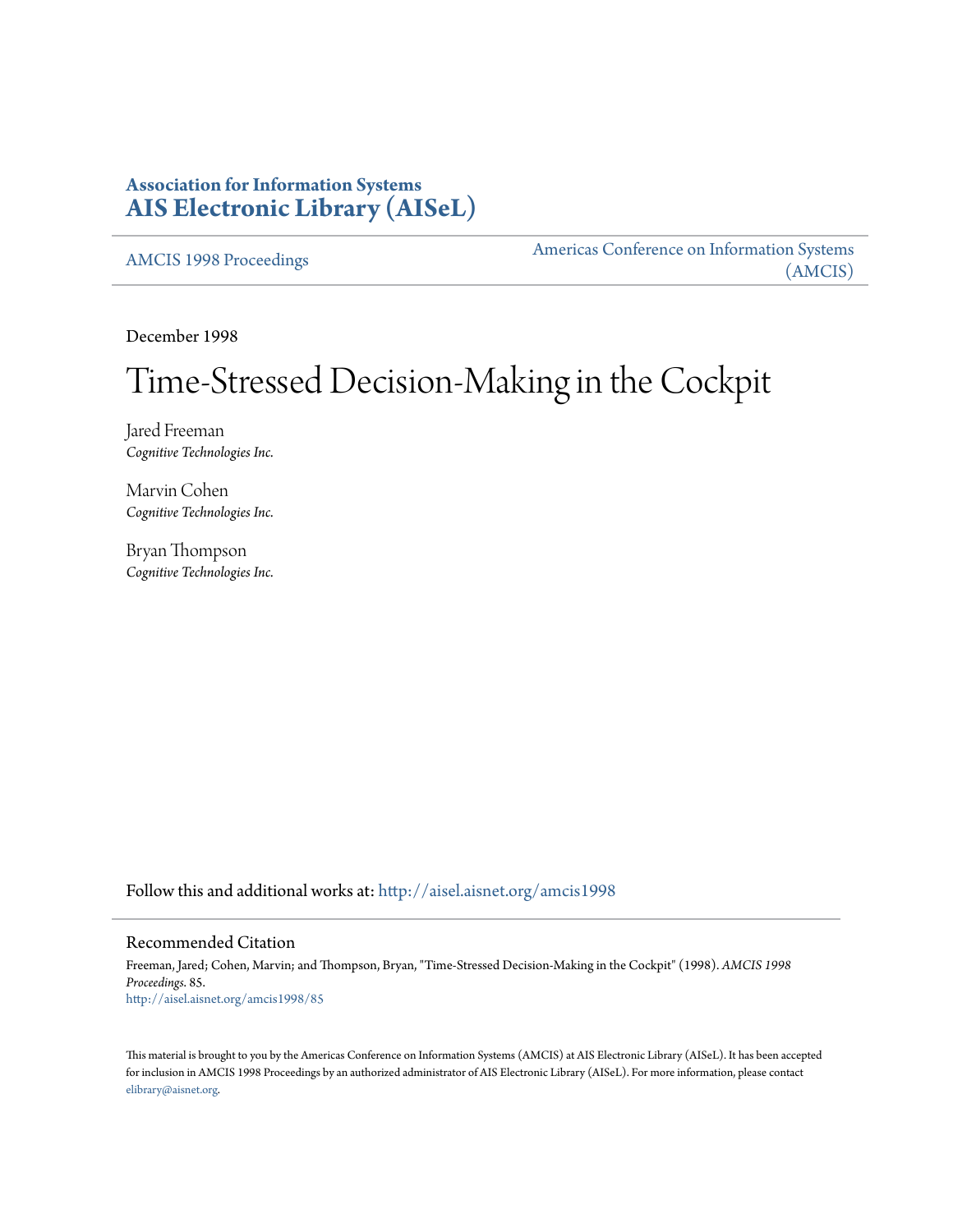## Association for Information Systems
## AIS Electronic Library (AISeL)

AMCIS 1998 Proceedings

Americas Conference on Information Systems (AMCIS)

December 1998

# Time-Stressed Decision-Making in the Cockpit

Jared Freeman
*Cognitive Technologies Inc.*

Marvin Cohen
*Cognitive Technologies Inc.*

Bryan Thompson
*Cognitive Technologies Inc.*

Follow this and additional works at: http://aisel.aisnet.org/amcis1998

### Recommended Citation

Freeman, Jared; Cohen, Marvin; and Thompson, Bryan, "Time-Stressed Decision-Making in the Cockpit" (1998). *AMCIS 1998 Proceedings*. 85.
http://aisel.aisnet.org/amcis1998/85

This material is brought to you by the Americas Conference on Information Systems (AMCIS) at AIS Electronic Library (AISeL). It has been accepted for inclusion in AMCIS 1998 Proceedings by an authorized administrator of AIS Electronic Library (AISeL). For more information, please contact elibrary@aisnet.org.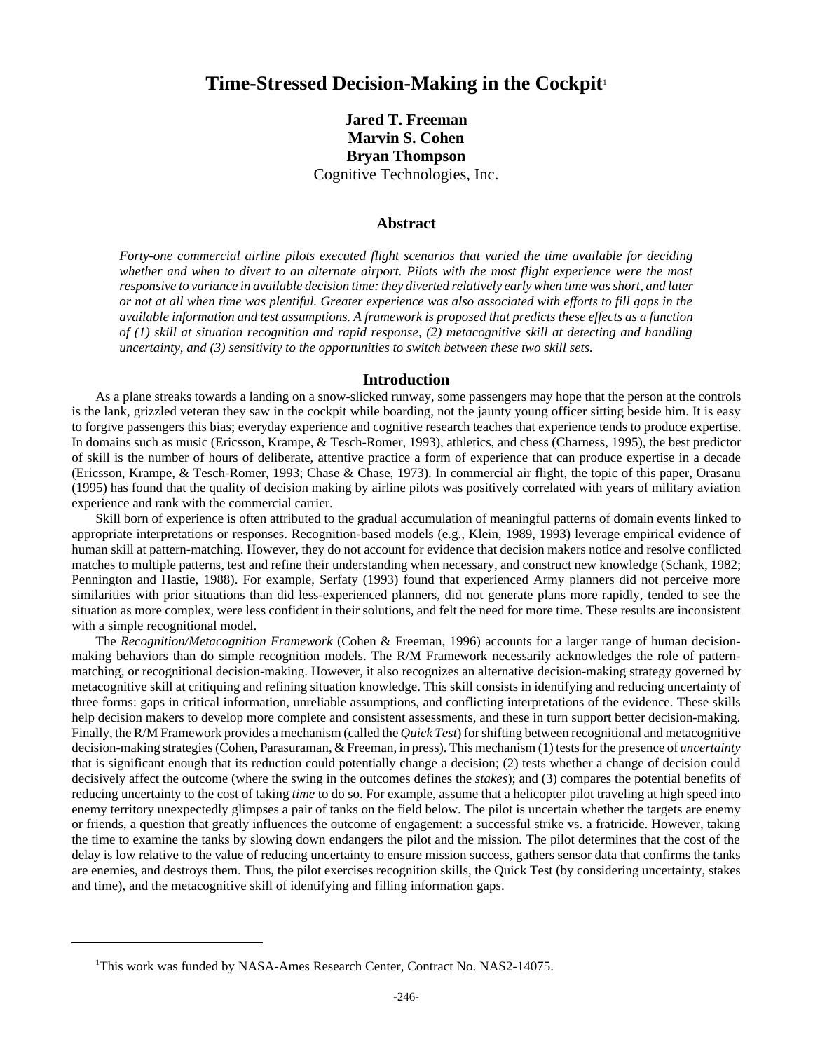# Time-Stressed Decision-Making in the Cockpit[1]

**Jared T. Freeman**
**Marvin S. Cohen**
**Bryan Thompson**
Cognitive Technologies, Inc.

## Abstract

*Forty-one commercial airline pilots executed flight scenarios that varied the time available for deciding whether and when to divert to an alternate airport. Pilots with the most flight experience were the most responsive to variance in available decision time: they diverted relatively early when time was short, and later or not at all when time was plentiful. Greater experience was also associated with efforts to fill gaps in the available information and test assumptions. A framework is proposed that predicts these effects as a function of (1) skill at situation recognition and rapid response, (2) metacognitive skill at detecting and handling uncertainty, and (3) sensitivity to the opportunities to switch between these two skill sets.*

## Introduction

As a plane streaks towards a landing on a snow-slicked runway, some passengers may hope that the person at the controls is the lank, grizzled veteran they saw in the cockpit while boarding, not the jaunty young officer sitting beside him. It is easy to forgive passengers this bias; everyday experience and cognitive research teaches that experience tends to produce expertise. In domains such as music (Ericsson, Krampe, & Tesch-Romer, 1993), athletics, and chess (Charness, 1995), the best predictor of skill is the number of hours of deliberate, attentive practice a form of experience that can produce expertise in a decade (Ericsson, Krampe, & Tesch-Romer, 1993; Chase & Chase, 1973). In commercial air flight, the topic of this paper, Orasanu (1995) has found that the quality of decision making by airline pilots was positively correlated with years of military aviation experience and rank with the commercial carrier.

Skill born of experience is often attributed to the gradual accumulation of meaningful patterns of domain events linked to appropriate interpretations or responses. Recognition-based models (e.g., Klein, 1989, 1993) leverage empirical evidence of human skill at pattern-matching. However, they do not account for evidence that decision makers notice and resolve conflicted matches to multiple patterns, test and refine their understanding when necessary, and construct new knowledge (Schank, 1982; Pennington and Hastie, 1988). For example, Serfaty (1993) found that experienced Army planners did not perceive more similarities with prior situations than did less-experienced planners, did not generate plans more rapidly, tended to see the situation as more complex, were less confident in their solutions, and felt the need for more time. These results are inconsistent with a simple recognitional model.

The *Recognition/Metacognition Framework* (Cohen & Freeman, 1996) accounts for a larger range of human decision-making behaviors than do simple recognition models. The R/M Framework necessarily acknowledges the role of pattern-matching, or recognitional decision-making. However, it also recognizes an alternative decision-making strategy governed by metacognitive skill at critiquing and refining situation knowledge. This skill consists in identifying and reducing uncertainty of three forms: gaps in critical information, unreliable assumptions, and conflicting interpretations of the evidence. These skills help decision makers to develop more complete and consistent assessments, and these in turn support better decision-making. Finally, the R/M Framework provides a mechanism (called the *Quick Test*) for shifting between recognitional and metacognitive decision-making strategies (Cohen, Parasuraman, & Freeman, in press). This mechanism (1) tests for the presence of *uncertainty* that is significant enough that its reduction could potentially change a decision; (2) tests whether a change of decision could decisively affect the outcome (where the swing in the outcomes defines the *stakes*); and (3) compares the potential benefits of reducing uncertainty to the cost of taking *time* to do so. For example, assume that a helicopter pilot traveling at high speed into enemy territory unexpectedly glimpses a pair of tanks on the field below. The pilot is uncertain whether the targets are enemy or friends, a question that greatly influences the outcome of engagement: a successful strike vs. a fratricide. However, taking the time to examine the tanks by slowing down endangers the pilot and the mission. The pilot determines that the cost of the delay is low relative to the value of reducing uncertainty to ensure mission success, gathers sensor data that confirms the tanks are enemies, and destroys them. Thus, the pilot exercises recognition skills, the Quick Test (by considering uncertainty, stakes and time), and the metacognitive skill of identifying and filling information gaps.

---

[1]This work was funded by NASA-Ames Research Center, Contract No. NAS2-14075.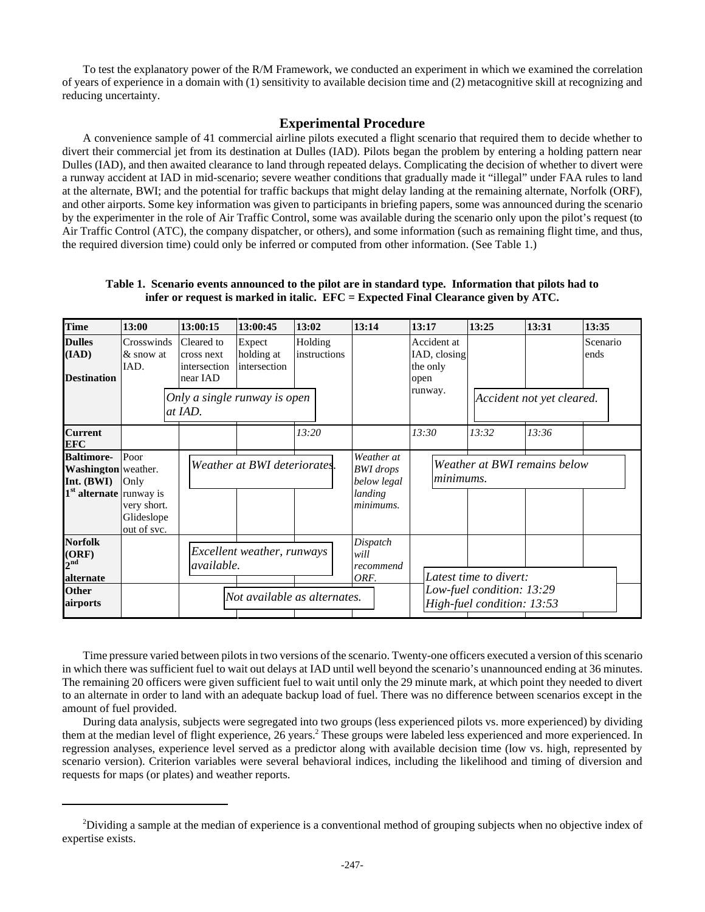To test the explanatory power of the R/M Framework, we conducted an experiment in which we examined the correlation of years of experience in a domain with (1) sensitivity to available decision time and (2) metacognitive skill at recognizing and reducing uncertainty.

## Experimental Procedure

A convenience sample of 41 commercial airline pilots executed a flight scenario that required them to decide whether to divert their commercial jet from its destination at Dulles (IAD). Pilots began the problem by entering a holding pattern near Dulles (IAD), and then awaited clearance to land through repeated delays. Complicating the decision of whether to divert were a runway accident at IAD in mid-scenario; severe weather conditions that gradually made it "illegal" under FAA rules to land at the alternate, BWI; and the potential for traffic backups that might delay landing at the remaining alternate, Norfolk (ORF), and other airports. Some key information was given to participants in briefing papers, some was announced during the scenario by the experimenter in the role of Air Traffic Control, some was available during the scenario only upon the pilot's request (to Air Traffic Control (ATC), the company dispatcher, or others), and some information (such as remaining flight time, and thus, the required diversion time) could only be inferred or computed from other information. (See Table 1.)

**Table 1. Scenario events announced to the pilot are in standard type. Information that pilots had to infer or request is marked in italic. EFC = Expected Final Clearance given by ATC.**

| Time | 13:00 | 13:00:15 | 13:00:45 | 13:02 | 13:14 | 13:17 | 13:25 | 13:31 | 13:35 |
|---|---|---|---|---|---|---|---|---|---|
| **Dulles (IAD) Destination** | Crosswinds & snow at IAD. | Cleared to cross next intersection near IAD | Expect holding at intersection | Holding instructions | | Accident at IAD, closing the only open runway. | | | Scenario ends |
| | | *Only a single runway is open at IAD.* | | | | | *Accident not yet cleared.* | | |
| **Current EFC** | | | | *13:20* | | *13:30* | *13:32* | *13:36* | |
| **Baltimore-Washington Int. (BWI) 1st alternate** | Poor weather. Only runway is very short. Glideslope out of svc. | *Weather at BWI deteriorates.* | | | *Weather at BWI drops below legal landing minimums.* | *Weather at BWI remains below minimums.* | | | |
| **Norfolk (ORF) 2nd alternate** | | *Excellent weather, runways available.* | | | *Dispatch will recommend ORF.* | *Latest time to divert: Low-fuel condition: 13:29 High-fuel condition: 13:53* | | | |
| **Other airports** | | *Not available as alternates.* | | | | | | | |

Time pressure varied between pilots in two versions of the scenario. Twenty-one officers executed a version of this scenario in which there was sufficient fuel to wait out delays at IAD until well beyond the scenario's unannounced ending at 36 minutes. The remaining 20 officers were given sufficient fuel to wait until only the 29 minute mark, at which point they needed to divert to an alternate in order to land with an adequate backup load of fuel. There was no difference between scenarios except in the amount of fuel provided.

During data analysis, subjects were segregated into two groups (less experienced pilots vs. more experienced) by dividing them at the median level of flight experience, 26 years.[2] These groups were labeled less experienced and more experienced. In regression analyses, experience level served as a predictor along with available decision time (low vs. high, represented by scenario version). Criterion variables were several behavioral indices, including the likelihood and timing of diversion and requests for maps (or plates) and weather reports.

---

[2]Dividing a sample at the median of experience is a conventional method of grouping subjects when no objective index of expertise exists.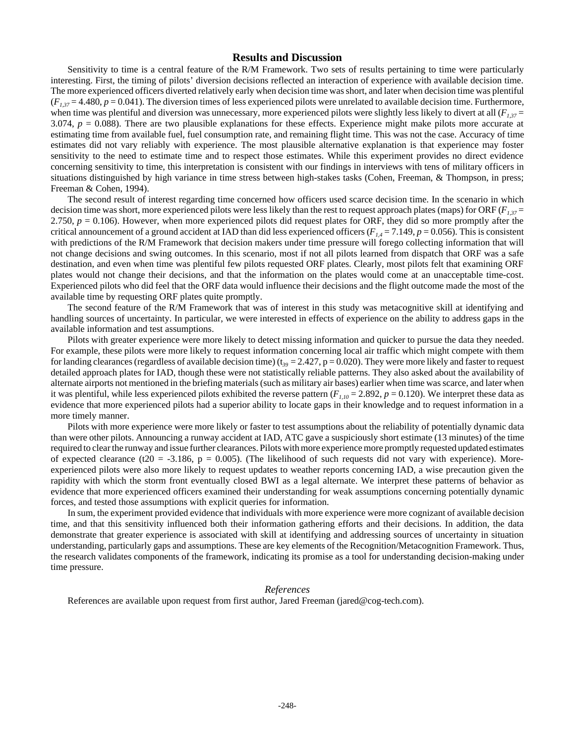## Results and Discussion

Sensitivity to time is a central feature of the R/M Framework. Two sets of results pertaining to time were particularly interesting. First, the timing of pilots' diversion decisions reflected an interaction of experience with available decision time. The more experienced officers diverted relatively early when decision time was short, and later when decision time was plentiful ($F_{1,37} = 4.480$, $p = 0.041$). The diversion times of less experienced pilots were unrelated to available decision time. Furthermore, when time was plentiful and diversion was unnecessary, more experienced pilots were slightly less likely to divert at all ($F_{1,37} = 3.074$, $p = 0.088$). There are two plausible explanations for these effects. Experience might make pilots more accurate at estimating time from available fuel, fuel consumption rate, and remaining flight time. This was not the case. Accuracy of time estimates did not vary reliably with experience. The most plausible alternative explanation is that experience may foster sensitivity to the need to estimate time and to respect those estimates. While this experiment provides no direct evidence concerning sensitivity to time, this interpretation is consistent with our findings in interviews with tens of military officers in situations distinguished by high variance in time stress between high-stakes tasks (Cohen, Freeman, & Thompson, in press; Freeman & Cohen, 1994).

The second result of interest regarding time concerned how officers used scarce decision time. In the scenario in which decision time was short, more experienced pilots were less likely than the rest to request approach plates (maps) for ORF ($F_{1,37} = 2.750$, $p = 0.106$). However, when more experienced pilots did request plates for ORF, they did so more promptly after the critical announcement of a ground accident at IAD than did less experienced officers ($F_{1,4} = 7.149$, $p = 0.056$). This is consistent with predictions of the R/M Framework that decision makers under time pressure will forego collecting information that will not change decisions and swing outcomes. In this scenario, most if not all pilots learned from dispatch that ORF was a safe destination, and even when time was plentiful few pilots requested ORF plates. Clearly, most pilots felt that examining ORF plates would not change their decisions, and that the information on the plates would come at an unacceptable time-cost. Experienced pilots who did feel that the ORF data would influence their decisions and the flight outcome made the most of the available time by requesting ORF plates quite promptly.

The second feature of the R/M Framework that was of interest in this study was metacognitive skill at identifying and handling sources of uncertainty. In particular, we were interested in effects of experience on the ability to address gaps in the available information and test assumptions.

Pilots with greater experience were more likely to detect missing information and quicker to pursue the data they needed. For example, these pilots were more likely to request information concerning local air traffic which might compete with them for landing clearances (regardless of available decision time) ($t_{39} = 2.427$, $p = 0.020$). They were more likely and faster to request detailed approach plates for IAD, though these were not statistically reliable patterns. They also asked about the availability of alternate airports not mentioned in the briefing materials (such as military air bases) earlier when time was scarce, and later when it was plentiful, while less experienced pilots exhibited the reverse pattern ($F_{1,10} = 2.892$, $p = 0.120$). We interpret these data as evidence that more experienced pilots had a superior ability to locate gaps in their knowledge and to request information in a more timely manner.

Pilots with more experience were more likely or faster to test assumptions about the reliability of potentially dynamic data than were other pilots. Announcing a runway accident at IAD, ATC gave a suspiciously short estimate (13 minutes) of the time required to clear the runway and issue further clearances. Pilots with more experience more promptly requested updated estimates of expected clearance ($t20 = -3.186$, $p = 0.005$). (The likelihood of such requests did not vary with experience). More-experienced pilots were also more likely to request updates to weather reports concerning IAD, a wise precaution given the rapidity with which the storm front eventually closed BWI as a legal alternate. We interpret these patterns of behavior as evidence that more experienced officers examined their understanding for weak assumptions concerning potentially dynamic forces, and tested those assumptions with explicit queries for information.

In sum, the experiment provided evidence that individuals with more experience were more cognizant of available decision time, and that this sensitivity influenced both their information gathering efforts and their decisions. In addition, the data demonstrate that greater experience is associated with skill at identifying and addressing sources of uncertainty in situation understanding, particularly gaps and assumptions. These are key elements of the Recognition/Metacognition Framework. Thus, the research validates components of the framework, indicating its promise as a tool for understanding decision-making under time pressure.

### *References*

References are available upon request from first author, Jared Freeman (jared@cog-tech.com).